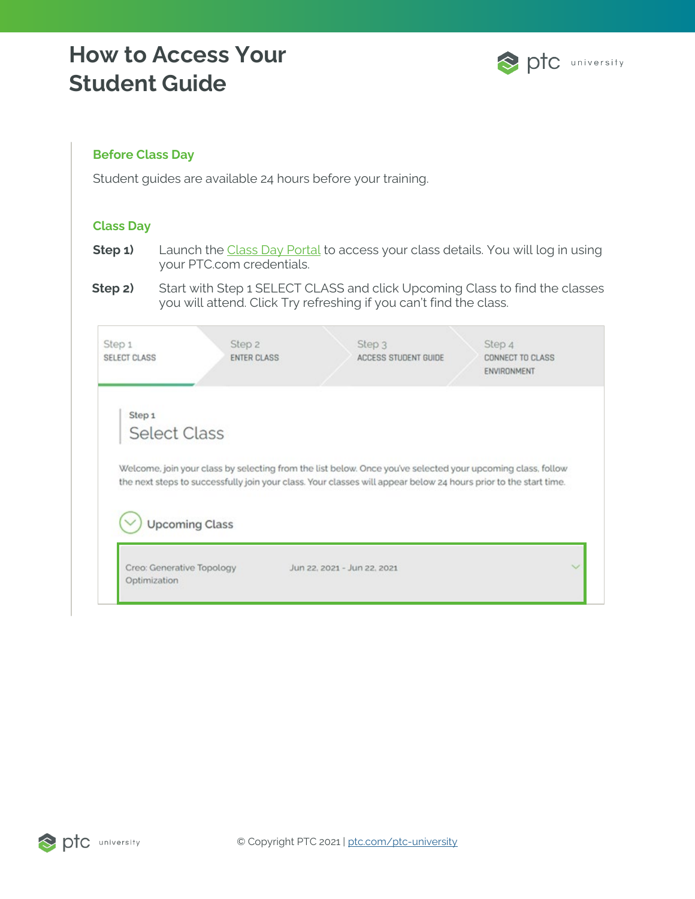# How to Access Your Student Guide

## Before Class Day

Student guides are available 24 hours before your training.

## Class Day

**Step 1)** Launch the Class Day Portal to access your class details. You will log in using your PTC.com credentials.

**Step 2)** Start with Step 1 SELECT CLASS and click Upcoming Class to find the classes you will attend. Click Try refreshing if you can't find the class.

Step 1 SELECT CLASS | Step 2 ENTER CLASS | Step 3 ACCESS STUDENT GUIDE | Step 4 CONNECT TO CLASS ENVIRONMENT

Step 1

Select Class

Welcome, join your class by selecting from the list below. Once you've selected your upcoming class, follow the next steps to successfully join your class. Your classes will appear below 24 hours prior to the start time.

Upcoming Class

Creo: Generative Topology Optimization — Jun 22, 2021 - Jun 22, 2021

© Copyright PTC 2021 | ptc.com/ptc-university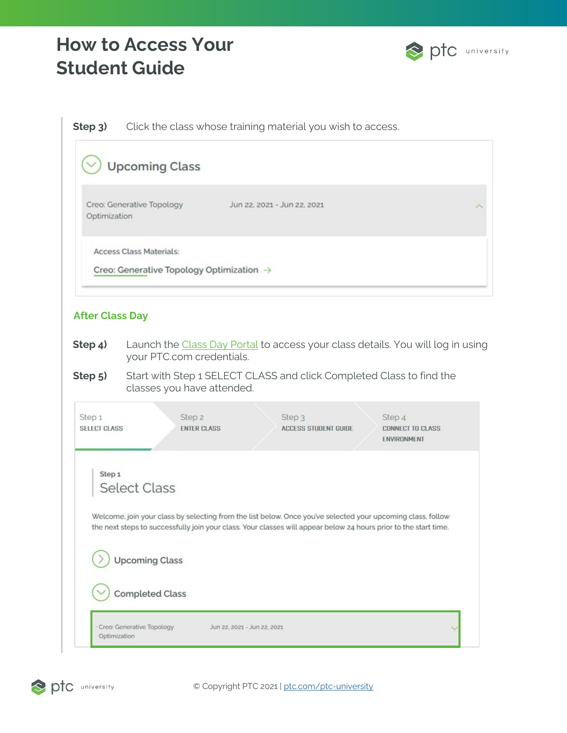# How to Access Your Student Guide

**Step 3)** Click the class whose training material you wish to access.

Upcoming Class

Creo: Generative Topology Optimization    Jun 22, 2021 - Jun 22, 2021

Access Class Materials:

Creo: Generative Topology Optimization →

## After Class Day

**Step 4)** Launch the Class Day Portal to access your class details. You will log in using your PTC.com credentials.

**Step 5)** Start with Step 1 SELECT CLASS and click Completed Class to find the classes you have attended.

Step 1 SELECT CLASS | Step 2 ENTER CLASS | Step 3 ACCESS STUDENT GUIDE | Step 4 CONNECT TO CLASS ENVIRONMENT

Step 1

Select Class

Welcome, join your class by selecting from the list below. Once you've selected your upcoming class, follow the next steps to successfully join your class. Your classes will appear below 24 hours prior to the start time.

Upcoming Class

Completed Class

Creo: Generative Topology Optimization    Jun 22, 2021 - Jun 22, 2021

© Copyright PTC 2021 | ptc.com/ptc-university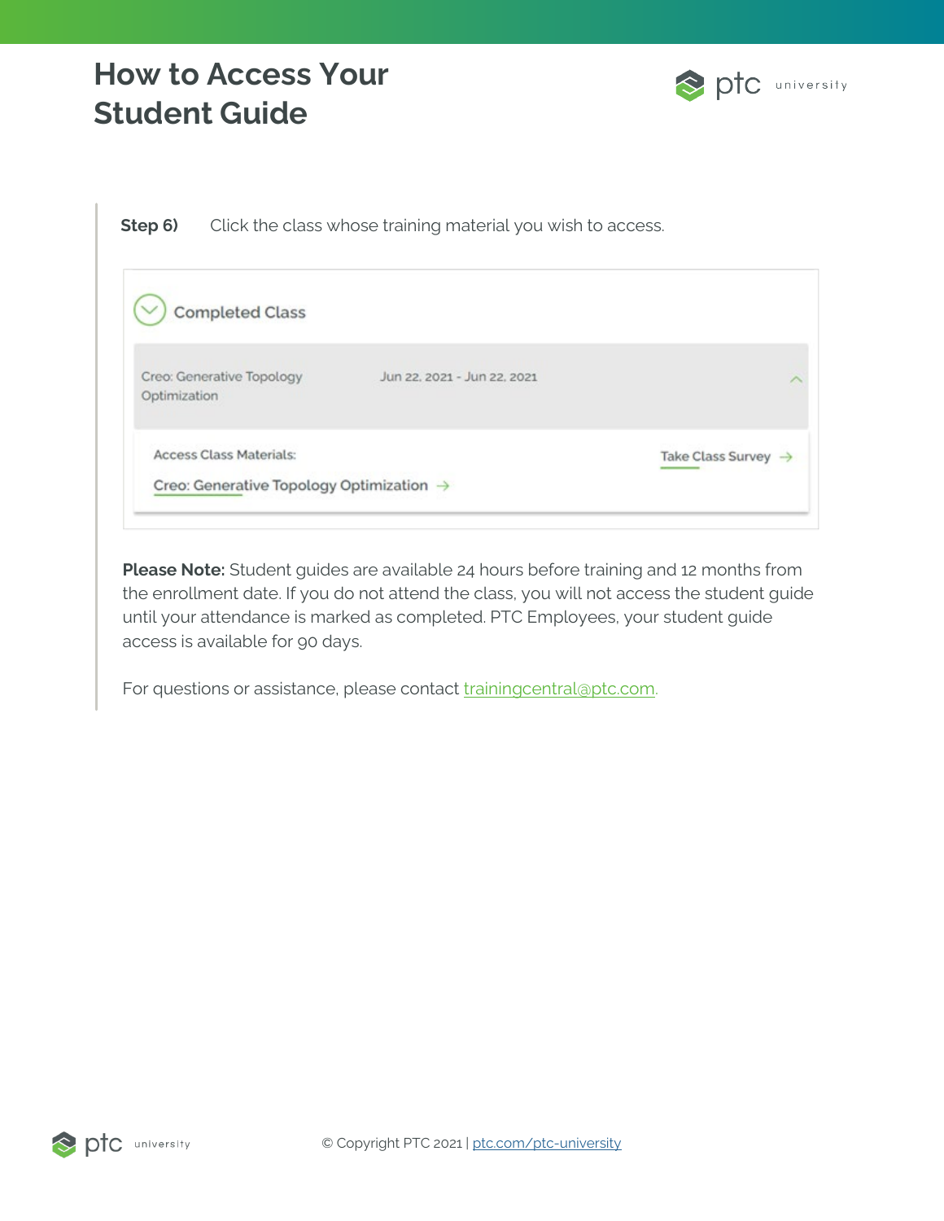# How to Access Your Student Guide

**Step 6)** Click the class whose training material you wish to access.

Completed Class

Creo: Generative Topology Optimization    Jun 22, 2021 - Jun 22, 2021

Access Class Materials:

Creo: Generative Topology Optimization →

Take Class Survey →

**Please Note:** Student guides are available 24 hours before training and 12 months from the enrollment date. If you do not attend the class, you will not access the student guide until your attendance is marked as completed. PTC Employees, your student guide access is available for 90 days.

For questions or assistance, please contact trainingcentral@ptc.com.